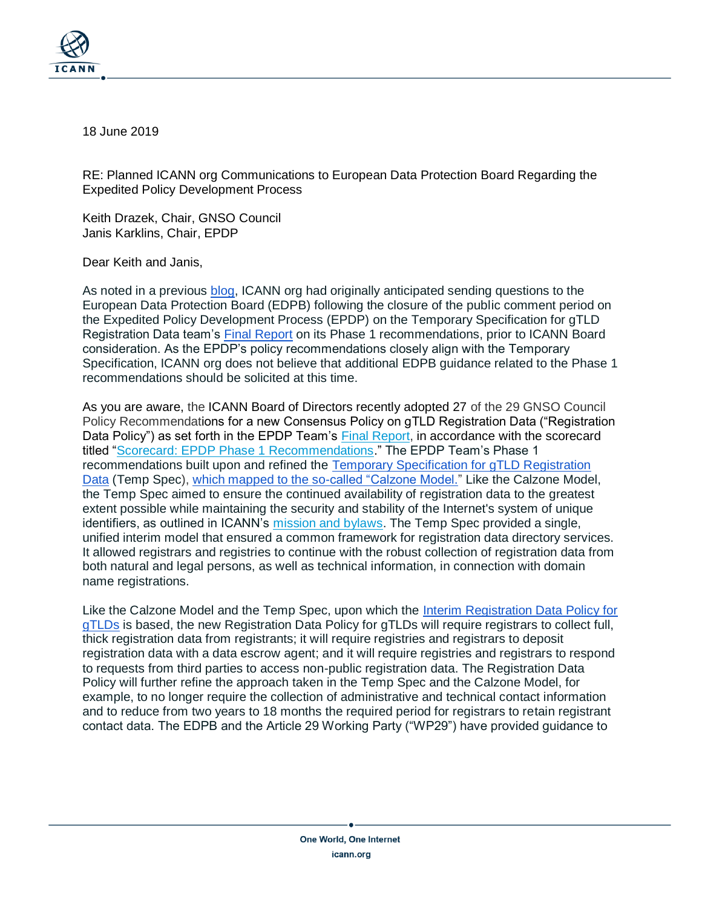18 June 2019

RE: Planned ICANN org Communications to European Data Protection Board Regarding the Expedited Policy Development Process

Keith Drazek, Chair, GNSO Council
Janis Karklins, Chair, EPDP

Dear Keith and Janis,

As noted in a previous blog, ICANN org had originally anticipated sending questions to the European Data Protection Board (EDPB) following the closure of the public comment period on the Expedited Policy Development Process (EPDP) on the Temporary Specification for gTLD Registration Data team's Final Report on its Phase 1 recommendations, prior to ICANN Board consideration. As the EPDP's policy recommendations closely align with the Temporary Specification, ICANN org does not believe that additional EDPB guidance related to the Phase 1 recommendations should be solicited at this time.

As you are aware, the ICANN Board of Directors recently adopted 27 of the 29 GNSO Council Policy Recommendations for a new Consensus Policy on gTLD Registration Data ("Registration Data Policy") as set forth in the EPDP Team's Final Report, in accordance with the scorecard titled "Scorecard: EPDP Phase 1 Recommendations." The EPDP Team's Phase 1 recommendations built upon and refined the Temporary Specification for gTLD Registration Data (Temp Spec), which mapped to the so-called "Calzone Model." Like the Calzone Model, the Temp Spec aimed to ensure the continued availability of registration data to the greatest extent possible while maintaining the security and stability of the Internet's system of unique identifiers, as outlined in ICANN's mission and bylaws. The Temp Spec provided a single, unified interim model that ensured a common framework for registration data directory services. It allowed registrars and registries to continue with the robust collection of registration data from both natural and legal persons, as well as technical information, in connection with domain name registrations.

Like the Calzone Model and the Temp Spec, upon which the Interim Registration Data Policy for gTLDs is based, the new Registration Data Policy for gTLDs will require registrars to collect full, thick registration data from registrants; it will require registries and registrars to deposit registration data with a data escrow agent; and it will require registries and registrars to respond to requests from third parties to access non-public registration data. The Registration Data Policy will further refine the approach taken in the Temp Spec and the Calzone Model, for example, to no longer require the collection of administrative and technical contact information and to reduce from two years to 18 months the required period for registrars to retain registrant contact data. The EDPB and the Article 29 Working Party ("WP29") have provided guidance to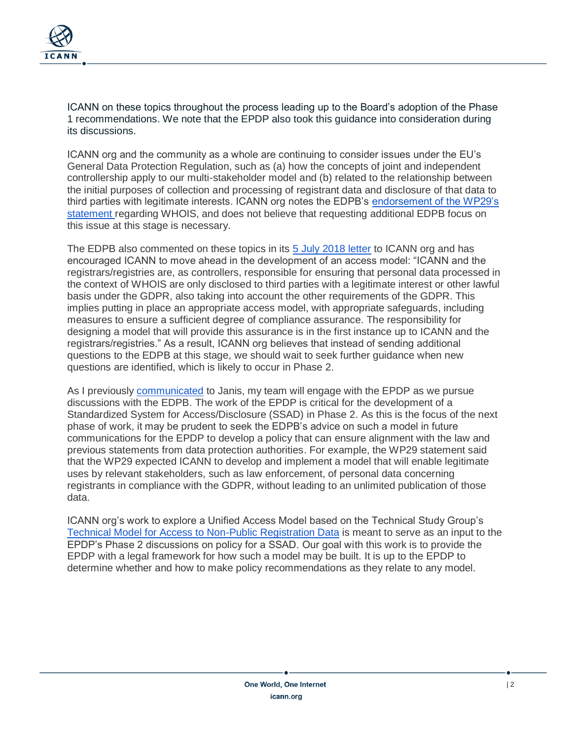ICANN on these topics throughout the process leading up to the Board's adoption of the Phase 1 recommendations. We note that the EPDP also took this guidance into consideration during its discussions.

ICANN org and the community as a whole are continuing to consider issues under the EU's General Data Protection Regulation, such as (a) how the concepts of joint and independent controllership apply to our multi-stakeholder model and (b) related to the relationship between the initial purposes of collection and processing of registrant data and disclosure of that data to third parties with legitimate interests. ICANN org notes the EDPB's endorsement of the WP29's statement regarding WHOIS, and does not believe that requesting additional EDPB focus on this issue at this stage is necessary.

The EDPB also commented on these topics in its 5 July 2018 letter to ICANN org and has encouraged ICANN to move ahead in the development of an access model: "ICANN and the registrars/registries are, as controllers, responsible for ensuring that personal data processed in the context of WHOIS are only disclosed to third parties with a legitimate interest or other lawful basis under the GDPR, also taking into account the other requirements of the GDPR. This implies putting in place an appropriate access model, with appropriate safeguards, including measures to ensure a sufficient degree of compliance assurance. The responsibility for designing a model that will provide this assurance is in the first instance up to ICANN and the registrars/registries." As a result, ICANN org believes that instead of sending additional questions to the EDPB at this stage, we should wait to seek further guidance when new questions are identified, which is likely to occur in Phase 2.

As I previously communicated to Janis, my team will engage with the EPDP as we pursue discussions with the EDPB. The work of the EPDP is critical for the development of a Standardized System for Access/Disclosure (SSAD) in Phase 2. As this is the focus of the next phase of work, it may be prudent to seek the EDPB's advice on such a model in future communications for the EPDP to develop a policy that can ensure alignment with the law and previous statements from data protection authorities. For example, the WP29 statement said that the WP29 expected ICANN to develop and implement a model that will enable legitimate uses by relevant stakeholders, such as law enforcement, of personal data concerning registrants in compliance with the GDPR, without leading to an unlimited publication of those data.

ICANN org's work to explore a Unified Access Model based on the Technical Study Group's Technical Model for Access to Non-Public Registration Data is meant to serve as an input to the EPDP's Phase 2 discussions on policy for a SSAD. Our goal with this work is to provide the EPDP with a legal framework for how such a model may be built. It is up to the EPDP to determine whether and how to make policy recommendations as they relate to any model.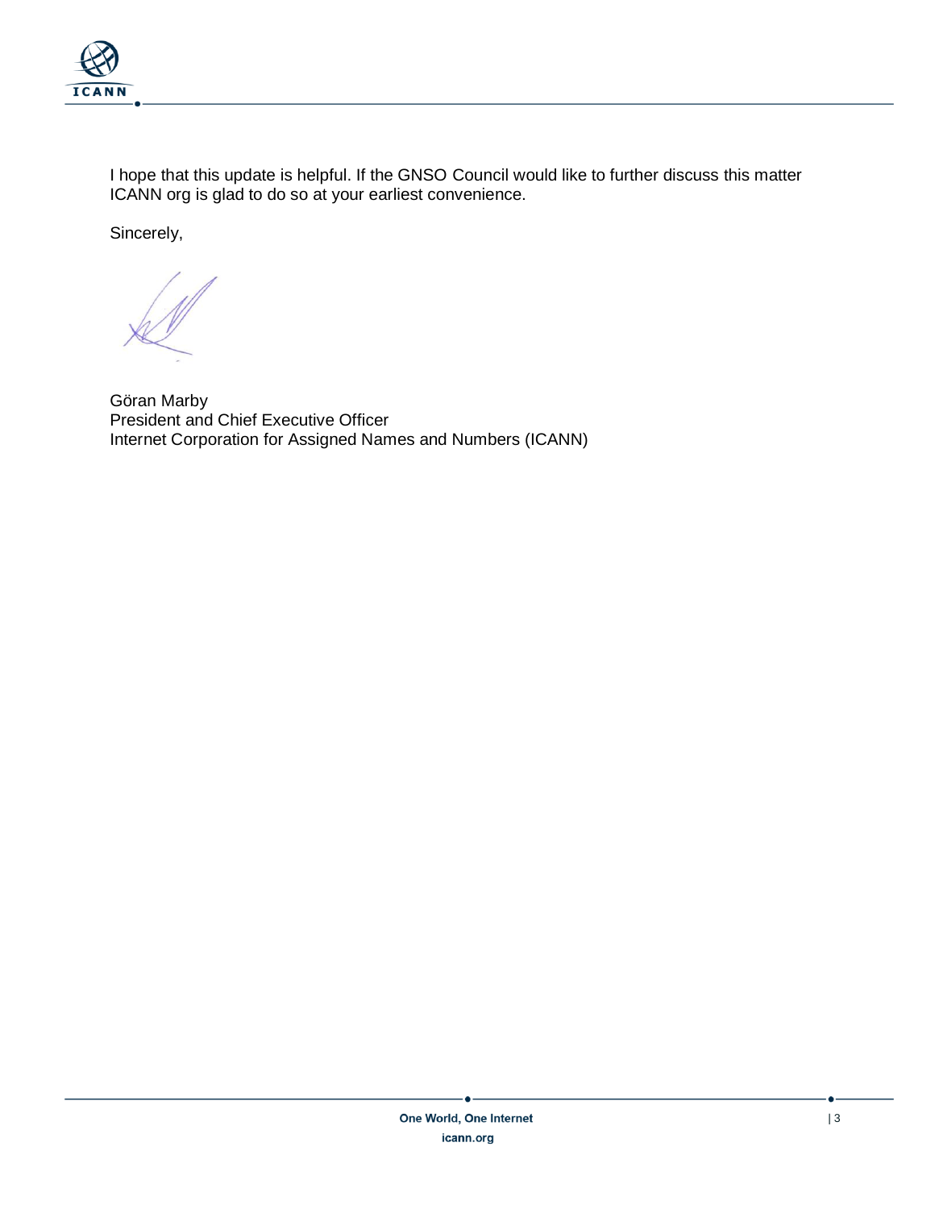I hope that this update is helpful. If the GNSO Council would like to further discuss this matter ICANN org is glad to do so at your earliest convenience.

Sincerely,

Göran Marby
President and Chief Executive Officer
Internet Corporation for Assigned Names and Numbers (ICANN)